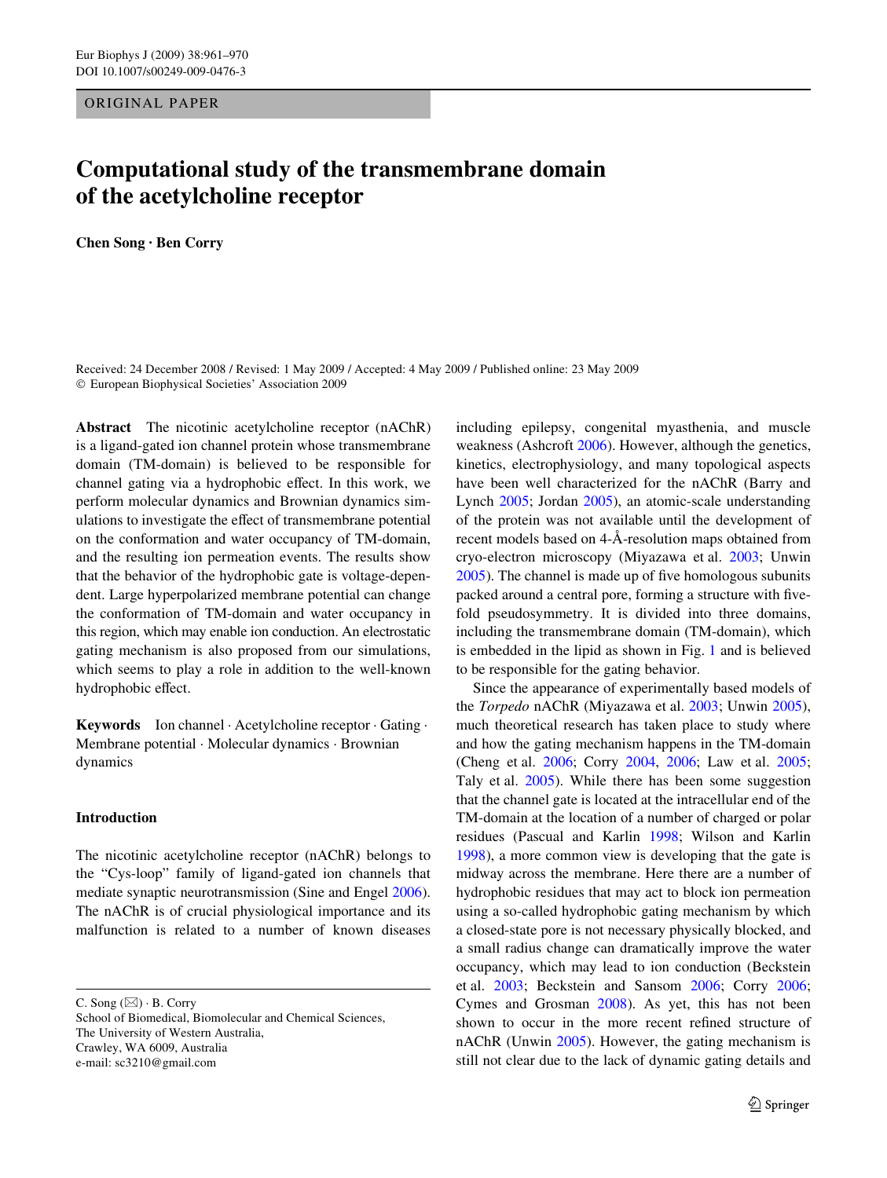ORIGINAL PAPER

# Computational study of the transmembrane domain of the acetylcholine receptor

**Chen Song · Ben Corry**

Received: 24 December 2008 / Revised: 1 May 2009 / Accepted: 4 May 2009 / Published online: 23 May 2009
© European Biophysical Societies' Association 2009

**Abstract** The nicotinic acetylcholine receptor (nAChR) is a ligand-gated ion channel protein whose transmembrane domain (TM-domain) is believed to be responsible for channel gating via a hydrophobic effect. In this work, we perform molecular dynamics and Brownian dynamics simulations to investigate the effect of transmembrane potential on the conformation and water occupancy of TM-domain, and the resulting ion permeation events. The results show that the behavior of the hydrophobic gate is voltage-dependent. Large hyperpolarized membrane potential can change the conformation of TM-domain and water occupancy in this region, which may enable ion conduction. An electrostatic gating mechanism is also proposed from our simulations, which seems to play a role in addition to the well-known hydrophobic effect.

**Keywords** Ion channel · Acetylcholine receptor · Gating · Membrane potential · Molecular dynamics · Brownian dynamics

## Introduction

The nicotinic acetylcholine receptor (nAChR) belongs to the "Cys-loop" family of ligand-gated ion channels that mediate synaptic neurotransmission (Sine and Engel 2006). The nAChR is of crucial physiological importance and its malfunction is related to a number of known diseases including epilepsy, congenital myasthenia, and muscle weakness (Ashcroft 2006). However, although the genetics, kinetics, electrophysiology, and many topological aspects have been well characterized for the nAChR (Barry and Lynch 2005; Jordan 2005), an atomic-scale understanding of the protein was not available until the development of recent models based on 4-Å-resolution maps obtained from cryo-electron microscopy (Miyazawa et al. 2003; Unwin 2005). The channel is made up of five homologous subunits packed around a central pore, forming a structure with five-fold pseudosymmetry. It is divided into three domains, including the transmembrane domain (TM-domain), which is embedded in the lipid as shown in Fig. 1 and is believed to be responsible for the gating behavior.

Since the appearance of experimentally based models of the *Torpedo* nAChR (Miyazawa et al. 2003; Unwin 2005), much theoretical research has taken place to study where and how the gating mechanism happens in the TM-domain (Cheng et al. 2006; Corry 2004, 2006; Law et al. 2005; Taly et al. 2005). While there has been some suggestion that the channel gate is located at the intracellular end of the TM-domain at the location of a number of charged or polar residues (Pascual and Karlin 1998; Wilson and Karlin 1998), a more common view is developing that the gate is midway across the membrane. Here there are a number of hydrophobic residues that may act to block ion permeation using a so-called hydrophobic gating mechanism by which a closed-state pore is not necessary physically blocked, and a small radius change can dramatically improve the water occupancy, which may lead to ion conduction (Beckstein et al. 2003; Beckstein and Sansom 2006; Corry 2006; Cymes and Grosman 2008). As yet, this has not been shown to occur in the more recent refined structure of nAChR (Unwin 2005). However, the gating mechanism is still not clear due to the lack of dynamic gating details and

C. Song (✉) · B. Corry
School of Biomedical, Biomolecular and Chemical Sciences,
The University of Western Australia,
Crawley, WA 6009, Australia
e-mail: sc3210@gmail.com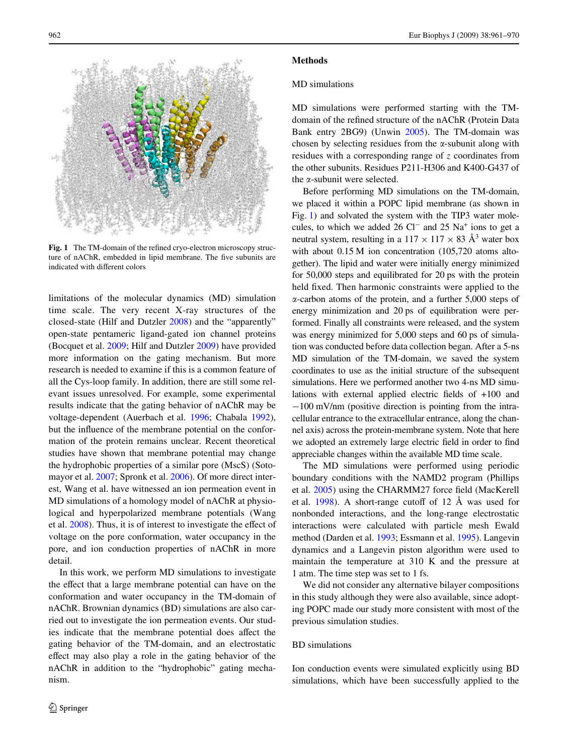Fig. 1 The TM-domain of the refined cryo-electron microscopy structure of nAChR, embedded in lipid membrane. The five subunits are indicated with different colors

limitations of the molecular dynamics (MD) simulation time scale. The very recent X-ray structures of the closed-state (Hilf and Dutzler 2008) and the "apparently" open-state pentameric ligand-gated ion channel proteins (Bocquet et al. 2009; Hilf and Dutzler 2009) have provided more information on the gating mechanism. But more research is needed to examine if this is a common feature of all the Cys-loop family. In addition, there are still some relevant issues unresolved. For example, some experimental results indicate that the gating behavior of nAChR may be voltage-dependent (Auerbach et al. 1996; Chabala 1992), but the influence of the membrane potential on the conformation of the protein remains unclear. Recent theoretical studies have shown that membrane potential may change the hydrophobic properties of a similar pore (MscS) (Sotomayor et al. 2007; Spronk et al. 2006). Of more direct interest, Wang et al. have witnessed an ion permeation event in MD simulations of a homology model of nAChR at physiological and hyperpolarized membrane potentials (Wang et al. 2008). Thus, it is of interest to investigate the effect of voltage on the pore conformation, water occupancy in the pore, and ion conduction properties of nAChR in more detail.

In this work, we perform MD simulations to investigate the effect that a large membrane potential can have on the conformation and water occupancy in the TM-domain of nAChR. Brownian dynamics (BD) simulations are also carried out to investigate the ion permeation events. Our studies indicate that the membrane potential does affect the gating behavior of the TM-domain, and an electrostatic effect may also play a role in the gating behavior of the nAChR in addition to the "hydrophobic" gating mechanism.

## Methods

### MD simulations

MD simulations were performed starting with the TM-domain of the refined structure of the nAChR (Protein Data Bank entry 2BG9) (Unwin 2005). The TM-domain was chosen by selecting residues from the α-subunit along with residues with a corresponding range of $z$ coordinates from the other subunits. Residues P211-H306 and K400-G437 of the α-subunit were selected.

Before performing MD simulations on the TM-domain, we placed it within a POPC lipid membrane (as shown in Fig. 1) and solvated the system with the TIP3 water molecules, to which we added 26 $Cl^-$ and 25 $Na^+$ ions to get a neutral system, resulting in a $117 \times 117 \times 83$ Å$^3$ water box with about 0.15 M ion concentration (105,720 atoms altogether). The lipid and water were initially energy minimized for 50,000 steps and equilibrated for 20 ps with the protein held fixed. Then harmonic constraints were applied to the α-carbon atoms of the protein, and a further 5,000 steps of energy minimization and 20 ps of equilibration were performed. Finally all constraints were released, and the system was energy minimized for 5,000 steps and 60 ps of simulation was conducted before data collection began. After a 5-ns MD simulation of the TM-domain, we saved the system coordinates to use as the initial structure of the subsequent simulations. Here we performed another two 4-ns MD simulations with external applied electric fields of +100 and −100 mV/nm (positive direction is pointing from the intracellular entrance to the extracellular entrance, along the channel axis) across the protein-membrane system. Note that here we adopted an extremely large electric field in order to find appreciable changes within the available MD time scale.

The MD simulations were performed using periodic boundary conditions with the NAMD2 program (Phillips et al. 2005) using the CHARMM27 force field (MacKerell et al. 1998). A short-range cutoff of 12 Å was used for nonbonded interactions, and the long-range electrostatic interactions were calculated with particle mesh Ewald method (Darden et al. 1993; Essmann et al. 1995). Langevin dynamics and a Langevin piston algorithm were used to maintain the temperature at 310 K and the pressure at 1 atm. The time step was set to 1 fs.

We did not consider any alternative bilayer compositions in this study although they were also available, since adopting POPC made our study more consistent with most of the previous simulation studies.

### BD simulations

Ion conduction events were simulated explicitly using BD simulations, which have been successfully applied to the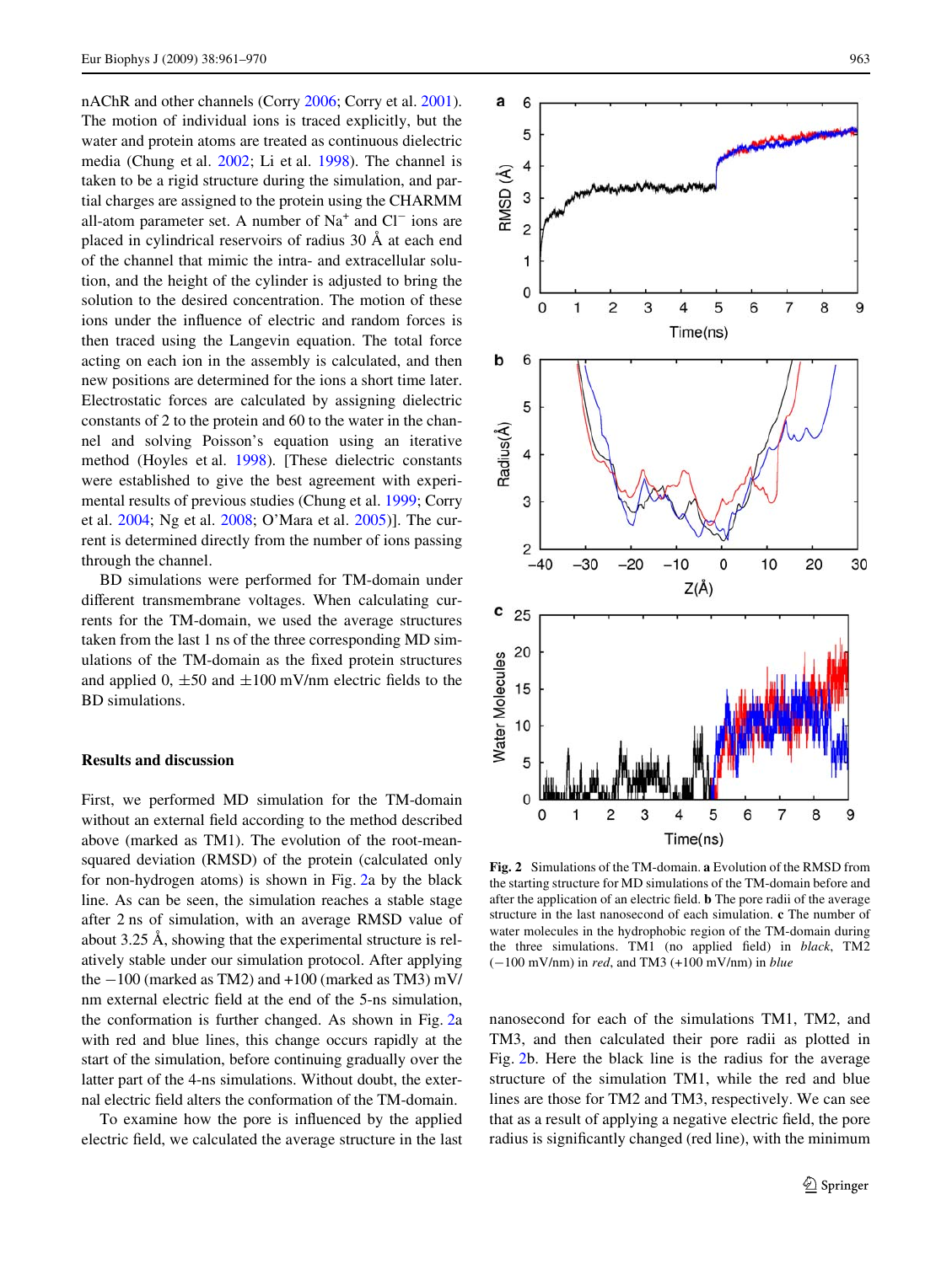nAChR and other channels (Corry 2006; Corry et al. 2001). The motion of individual ions is traced explicitly, but the water and protein atoms are treated as continuous dielectric media (Chung et al. 2002; Li et al. 1998). The channel is taken to be a rigid structure during the simulation, and partial charges are assigned to the protein using the CHARMM all-atom parameter set. A number of $Na^{+}$ and $Cl^{-}$ ions are placed in cylindrical reservoirs of radius 30 Å at each end of the channel that mimic the intra- and extracellular solution, and the height of the cylinder is adjusted to bring the solution to the desired concentration. The motion of these ions under the influence of electric and random forces is then traced using the Langevin equation. The total force acting on each ion in the assembly is calculated, and then new positions are determined for the ions a short time later. Electrostatic forces are calculated by assigning dielectric constants of 2 to the protein and 60 to the water in the channel and solving Poisson's equation using an iterative method (Hoyles et al. 1998). [These dielectric constants were established to give the best agreement with experimental results of previous studies (Chung et al. 1999; Corry et al. 2004; Ng et al. 2008; O'Mara et al. 2005)]. The current is determined directly from the number of ions passing through the channel.

BD simulations were performed for TM-domain under different transmembrane voltages. When calculating currents for the TM-domain, we used the average structures taken from the last 1 ns of the three corresponding MD simulations of the TM-domain as the fixed protein structures and applied 0, ±50 and ±100 mV/nm electric fields to the BD simulations.

## Results and discussion

First, we performed MD simulation for the TM-domain without an external field according to the method described above (marked as TM1). The evolution of the root-mean-squared deviation (RMSD) of the protein (calculated only for non-hydrogen atoms) is shown in Fig. 2a by the black line. As can be seen, the simulation reaches a stable stage after 2 ns of simulation, with an average RMSD value of about 3.25 Å, showing that the experimental structure is relatively stable under our simulation protocol. After applying the −100 (marked as TM2) and +100 (marked as TM3) mV/nm external electric field at the end of the 5-ns simulation, the conformation is further changed. As shown in Fig. 2a with red and blue lines, this change occurs rapidly at the start of the simulation, before continuing gradually over the latter part of the 4-ns simulations. Without doubt, the external electric field alters the conformation of the TM-domain.

To examine how the pore is influenced by the applied electric field, we calculated the average structure in the last nanosecond for each of the simulations TM1, TM2, and TM3, and then calculated their pore radii as plotted in Fig. 2b. Here the black line is the radius for the average structure of the simulation TM1, while the red and blue lines are those for TM2 and TM3, respectively. We can see that as a result of applying a negative electric field, the pore radius is significantly changed (red line), with the minimum

**Fig. 2** Simulations of the TM-domain. **a** Evolution of the RMSD from the starting structure for MD simulations of the TM-domain before and after the application of an electric field. **b** The pore radii of the average structure in the last nanosecond of each simulation. **c** The number of water molecules in the hydrophobic region of the TM-domain during the three simulations. TM1 (no applied field) in *black*, TM2 (−100 mV/nm) in *red*, and TM3 (+100 mV/nm) in *blue*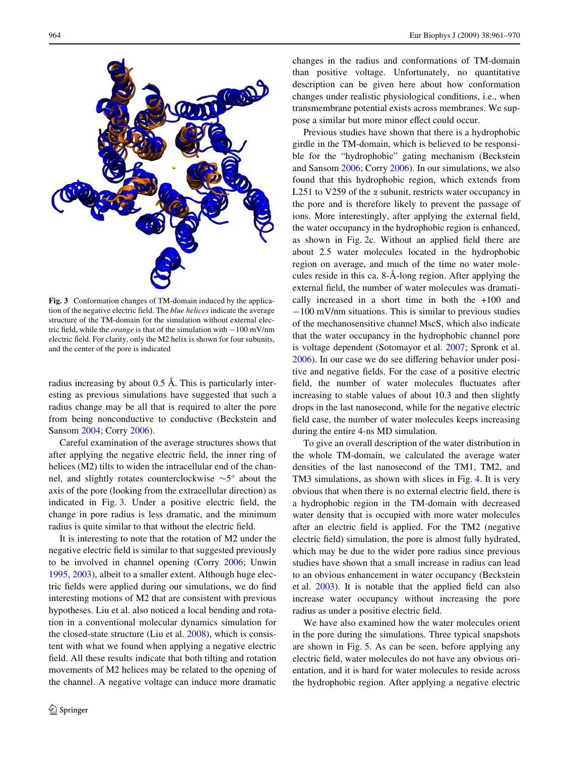Fig. 3 Conformation changes of TM-domain induced by the application of the negative electric field. The *blue helices* indicate the average structure of the TM-domain for the simulation without external electric field, while the *orange* is that of the simulation with −100 mV/nm electric field. For clarity, only the M2 helix is shown for four subunits, and the center of the pore is indicated

radius increasing by about 0.5 Å. This is particularly interesting as previous simulations have suggested that such a radius change may be all that is required to alter the pore from being nonconductive to conductive (Beckstein and Sansom 2004; Corry 2006).

Careful examination of the average structures shows that after applying the negative electric field, the inner ring of helices (M2) tilts to widen the intracellular end of the channel, and slightly rotates counterclockwise ~5° about the axis of the pore (looking from the extracellular direction) as indicated in Fig. 3. Under a positive electric field, the change in pore radius is less dramatic, and the minimum radius is quite similar to that without the electric field.

It is interesting to note that the rotation of M2 under the negative electric field is similar to that suggested previously to be involved in channel opening (Corry 2006; Unwin 1995, 2003), albeit to a smaller extent. Although huge electric fields were applied during our simulations, we do find interesting motions of M2 that are consistent with previous hypotheses. Liu et al. also noticed a local bending and rotation in a conventional molecular dynamics simulation for the closed-state structure (Liu et al. 2008), which is consistent with what we found when applying a negative electric field. All these results indicate that both tilting and rotation movements of M2 helices may be related to the opening of the channel. A negative voltage can induce more dramatic changes in the radius and conformations of TM-domain than positive voltage. Unfortunately, no quantitative description can be given here about how conformation changes under realistic physiological conditions, i.e., when transmembrane potential exists across membranes. We suppose a similar but more minor effect could occur.

Previous studies have shown that there is a hydrophobic girdle in the TM-domain, which is believed to be responsible for the "hydrophobic" gating mechanism (Beckstein and Sansom 2006; Corry 2006). In our simulations, we also found that this hydrophobic region, which extends from L251 to V259 of the α subunit, restricts water occupancy in the pore and is therefore likely to prevent the passage of ions. More interestingly, after applying the external field, the water occupancy in the hydrophobic region is enhanced, as shown in Fig. 2c. Without an applied field there are about 2.5 water molecules located in the hydrophobic region on average, and much of the time no water molecules reside in this ca. 8-Å-long region. After applying the external field, the number of water molecules was dramatically increased in a short time in both the +100 and −100 mV/nm situations. This is similar to previous studies of the mechanosensitive channel MscS, which also indicate that the water occupancy in the hydrophobic channel pore is voltage dependent (Sotomayor et al. 2007; Spronk et al. 2006). In our case we do see differing behavior under positive and negative fields. For the case of a positive electric field, the number of water molecules fluctuates after increasing to stable values of about 10.3 and then slightly drops in the last nanosecond, while for the negative electric field case, the number of water molecules keeps increasing during the entire 4-ns MD simulation.

To give an overall description of the water distribution in the whole TM-domain, we calculated the average water densities of the last nanosecond of the TM1, TM2, and TM3 simulations, as shown with slices in Fig. 4. It is very obvious that when there is no external electric field, there is a hydrophobic region in the TM-domain with decreased water density that is occupied with more water molecules after an electric field is applied. For the TM2 (negative electric field) simulation, the pore is almost fully hydrated, which may be due to the wider pore radius since previous studies have shown that a small increase in radius can lead to an obvious enhancement in water occupancy (Beckstein et al. 2003). It is notable that the applied field can also increase water occupancy without increasing the pore radius as under a positive electric field.

We have also examined how the water molecules orient in the pore during the simulations. Three typical snapshots are shown in Fig. 5. As can be seen, before applying any electric field, water molecules do not have any obvious orientation, and it is hard for water molecules to reside across the hydrophobic region. After applying a negative electric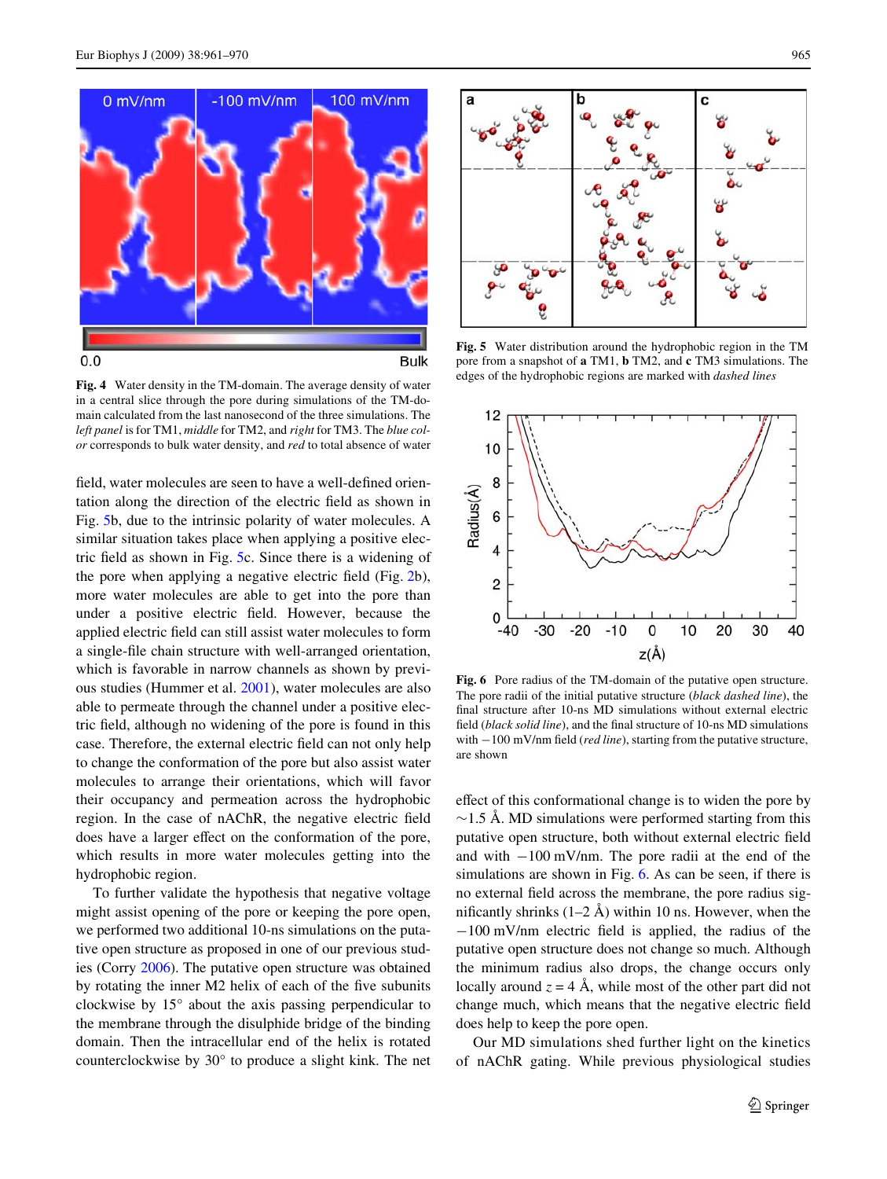Fig. 4 Water density in the TM-domain. The average density of water in a central slice through the pore during simulations of the TM-domain calculated from the last nanosecond of the three simulations. The *left panel* is for TM1, *middle* for TM2, and *right* for TM3. The *blue color* corresponds to bulk water density, and *red* to total absence of water

field, water molecules are seen to have a well-defined orientation along the direction of the electric field as shown in Fig. 5b, due to the intrinsic polarity of water molecules. A similar situation takes place when applying a positive electric field as shown in Fig. 5c. Since there is a widening of the pore when applying a negative electric field (Fig. 2b), more water molecules are able to get into the pore than under a positive electric field. However, because the applied electric field can still assist water molecules to form a single-file chain structure with well-arranged orientation, which is favorable in narrow channels as shown by previous studies (Hummer et al. 2001), water molecules are also able to permeate through the channel under a positive electric field, although no widening of the pore is found in this case. Therefore, the external electric field can not only help to change the conformation of the pore but also assist water molecules to arrange their orientations, which will favor their occupancy and permeation across the hydrophobic region. In the case of nAChR, the negative electric field does have a larger effect on the conformation of the pore, which results in more water molecules getting into the hydrophobic region.

To further validate the hypothesis that negative voltage might assist opening of the pore or keeping the pore open, we performed two additional 10-ns simulations on the putative open structure as proposed in one of our previous studies (Corry 2006). The putative open structure was obtained by rotating the inner M2 helix of each of the five subunits clockwise by 15° about the axis passing perpendicular to the membrane through the disulphide bridge of the binding domain. Then the intracellular end of the helix is rotated counterclockwise by 30° to produce a slight kink. The net effect of this conformational change is to widen the pore by ~1.5 Å. MD simulations were performed starting from this putative open structure, both without external electric field and with −100 mV/nm. The pore radii at the end of the simulations are shown in Fig. 6. As can be seen, if there is no external field across the membrane, the pore radius significantly shrinks (1–2 Å) within 10 ns. However, when the −100 mV/nm electric field is applied, the radius of the putative open structure does not change so much. Although the minimum radius also drops, the change occurs only locally around $z = 4$ Å, while most of the other part did not change much, which means that the negative electric field does help to keep the pore open.

Fig. 5 Water distribution around the hydrophobic region in the TM pore from a snapshot of **a** TM1, **b** TM2, and **c** TM3 simulations. The edges of the hydrophobic regions are marked with *dashed lines*

Fig. 6 Pore radius of the TM-domain of the putative open structure. The pore radii of the initial putative structure (*black dashed line*), the final structure after 10-ns MD simulations without external electric field (*black solid line*), and the final structure of 10-ns MD simulations with −100 mV/nm field (*red line*), starting from the putative structure, are shown

Our MD simulations shed further light on the kinetics of nAChR gating. While previous physiological studies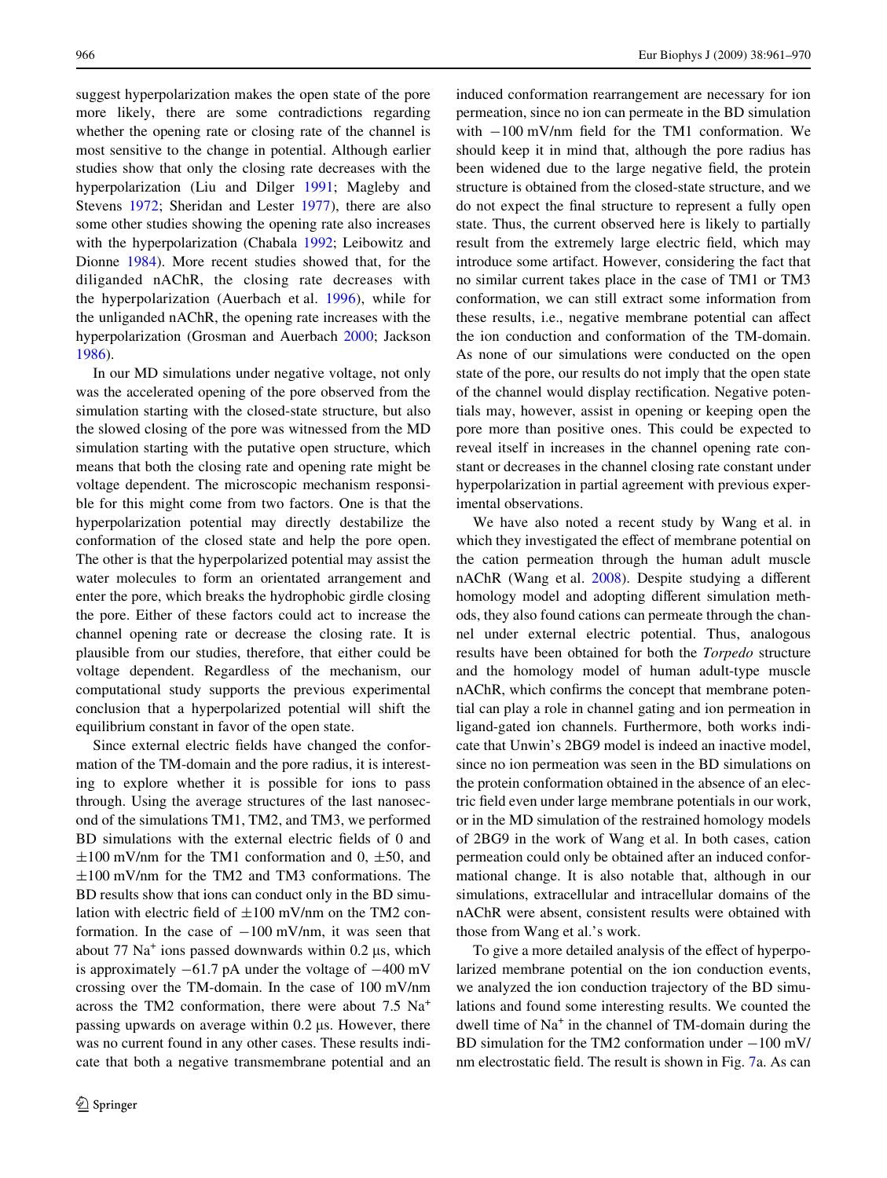suggest hyperpolarization makes the open state of the pore more likely, there are some contradictions regarding whether the opening rate or closing rate of the channel is most sensitive to the change in potential. Although earlier studies show that only the closing rate decreases with the hyperpolarization (Liu and Dilger 1991; Magleby and Stevens 1972; Sheridan and Lester 1977), there are also some other studies showing the opening rate also increases with the hyperpolarization (Chabala 1992; Leibowitz and Dionne 1984). More recent studies showed that, for the diliganded nAChR, the closing rate decreases with the hyperpolarization (Auerbach et al. 1996), while for the unliganded nAChR, the opening rate increases with the hyperpolarization (Grosman and Auerbach 2000; Jackson 1986).

In our MD simulations under negative voltage, not only was the accelerated opening of the pore observed from the simulation starting with the closed-state structure, but also the slowed closing of the pore was witnessed from the MD simulation starting with the putative open structure, which means that both the closing rate and opening rate might be voltage dependent. The microscopic mechanism responsible for this might come from two factors. One is that the hyperpolarization potential may directly destabilize the conformation of the closed state and help the pore open. The other is that the hyperpolarized potential may assist the water molecules to form an orientated arrangement and enter the pore, which breaks the hydrophobic girdle closing the pore. Either of these factors could act to increase the channel opening rate or decrease the closing rate. It is plausible from our studies, therefore, that either could be voltage dependent. Regardless of the mechanism, our computational study supports the previous experimental conclusion that a hyperpolarized potential will shift the equilibrium constant in favor of the open state.

Since external electric fields have changed the conformation of the TM-domain and the pore radius, it is interesting to explore whether it is possible for ions to pass through. Using the average structures of the last nanosecond of the simulations TM1, TM2, and TM3, we performed BD simulations with the external electric fields of 0 and ±100 mV/nm for the TM1 conformation and 0, ±50, and ±100 mV/nm for the TM2 and TM3 conformations. The BD results show that ions can conduct only in the BD simulation with electric field of ±100 mV/nm on the TM2 conformation. In the case of −100 mV/nm, it was seen that about 77 $Na^+$ ions passed downwards within 0.2 μs, which is approximately −61.7 pA under the voltage of −400 mV crossing over the TM-domain. In the case of 100 mV/nm across the TM2 conformation, there were about 7.5 $Na^+$ passing upwards on average within 0.2 μs. However, there was no current found in any other cases. These results indicate that both a negative transmembrane potential and an induced conformation rearrangement are necessary for ion permeation, since no ion can permeate in the BD simulation with −100 mV/nm field for the TM1 conformation. We should keep it in mind that, although the pore radius has been widened due to the large negative field, the protein structure is obtained from the closed-state structure, and we do not expect the final structure to represent a fully open state. Thus, the current observed here is likely to partially result from the extremely large electric field, which may introduce some artifact. However, considering the fact that no similar current takes place in the case of TM1 or TM3 conformation, we can still extract some information from these results, i.e., negative membrane potential can affect the ion conduction and conformation of the TM-domain. As none of our simulations were conducted on the open state of the pore, our results do not imply that the open state of the channel would display rectification. Negative potentials may, however, assist in opening or keeping open the pore more than positive ones. This could be expected to reveal itself in increases in the channel opening rate constant or decreases in the channel closing rate constant under hyperpolarization in partial agreement with previous experimental observations.

We have also noted a recent study by Wang et al. in which they investigated the effect of membrane potential on the cation permeation through the human adult muscle nAChR (Wang et al. 2008). Despite studying a different homology model and adopting different simulation methods, they also found cations can permeate through the channel under external electric potential. Thus, analogous results have been obtained for both the *Torpedo* structure and the homology model of human adult-type muscle nAChR, which confirms the concept that membrane potential can play a role in channel gating and ion permeation in ligand-gated ion channels. Furthermore, both works indicate that Unwin's 2BG9 model is indeed an inactive model, since no ion permeation was seen in the BD simulations on the protein conformation obtained in the absence of an electric field even under large membrane potentials in our work, or in the MD simulation of the restrained homology models of 2BG9 in the work of Wang et al. In both cases, cation permeation could only be obtained after an induced conformational change. It is also notable that, although in our simulations, extracellular and intracellular domains of the nAChR were absent, consistent results were obtained with those from Wang et al.'s work.

To give a more detailed analysis of the effect of hyperpolarized membrane potential on the ion conduction events, we analyzed the ion conduction trajectory of the BD simulations and found some interesting results. We counted the dwell time of $Na^+$ in the channel of TM-domain during the BD simulation for the TM2 conformation under −100 mV/nm electrostatic field. The result is shown in Fig. 7a. As can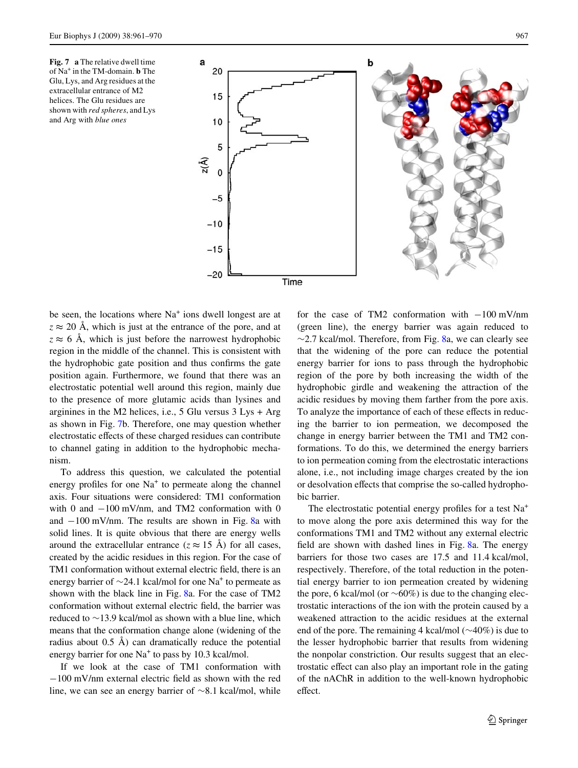**Fig. 7** **a** The relative dwell time of $Na^+$ in the TM-domain. **b** The Glu, Lys, and Arg residues at the extracellular entrance of M2 helices. The Glu residues are shown with *red spheres*, and Lys and Arg with *blue ones*

be seen, the locations where $Na^+$ ions dwell longest are at $z \approx 20$ Å, which is just at the entrance of the pore, and at $z \approx 6$ Å, which is just before the narrowest hydrophobic region in the middle of the channel. This is consistent with the hydrophobic gate position and thus confirms the gate position again. Furthermore, we found that there was an electrostatic potential well around this region, mainly due to the presence of more glutamic acids than lysines and arginines in the M2 helices, i.e., 5 Glu versus 3 Lys + Arg as shown in Fig. 7b. Therefore, one may question whether electrostatic effects of these charged residues can contribute to channel gating in addition to the hydrophobic mechanism.

To address this question, we calculated the potential energy profiles for one $Na^+$ to permeate along the channel axis. Four situations were considered: TM1 conformation with 0 and −100 mV/nm, and TM2 conformation with 0 and −100 mV/nm. The results are shown in Fig. 8a with solid lines. It is quite obvious that there are energy wells around the extracellular entrance ($z \approx 15$ Å) for all cases, created by the acidic residues in this region. For the case of TM1 conformation without external electric field, there is an energy barrier of ~24.1 kcal/mol for one $Na^+$ to permeate as shown with the black line in Fig. 8a. For the case of TM2 conformation without external electric field, the barrier was reduced to ~13.9 kcal/mol as shown with a blue line, which means that the conformation change alone (widening of the radius about 0.5 Å) can dramatically reduce the potential energy barrier for one $Na^+$ to pass by 10.3 kcal/mol.

If we look at the case of TM1 conformation with −100 mV/nm external electric field as shown with the red line, we can see an energy barrier of ~8.1 kcal/mol, while for the case of TM2 conformation with −100 mV/nm (green line), the energy barrier was again reduced to ~2.7 kcal/mol. Therefore, from Fig. 8a, we can clearly see that the widening of the pore can reduce the potential energy barrier for ions to pass through the hydrophobic region of the pore by both increasing the width of the hydrophobic girdle and weakening the attraction of the acidic residues by moving them farther from the pore axis. To analyze the importance of each of these effects in reducing the barrier to ion permeation, we decomposed the change in energy barrier between the TM1 and TM2 conformations. To do this, we determined the energy barriers to ion permeation coming from the electrostatic interactions alone, i.e., not including image charges created by the ion or desolvation effects that comprise the so-called hydrophobic barrier.

The electrostatic potential energy profiles for a test $Na^+$ to move along the pore axis determined this way for the conformations TM1 and TM2 without any external electric field are shown with dashed lines in Fig. 8a. The energy barriers for those two cases are 17.5 and 11.4 kcal/mol, respectively. Therefore, of the total reduction in the potential energy barrier to ion permeation created by widening the pore, 6 kcal/mol (or ~60%) is due to the changing electrostatic interactions of the ion with the protein caused by a weakened attraction to the acidic residues at the external end of the pore. The remaining 4 kcal/mol (~40%) is due to the lesser hydrophobic barrier that results from widening the nonpolar constriction. Our results suggest that an electrostatic effect can also play an important role in the gating of the nAChR in addition to the well-known hydrophobic effect.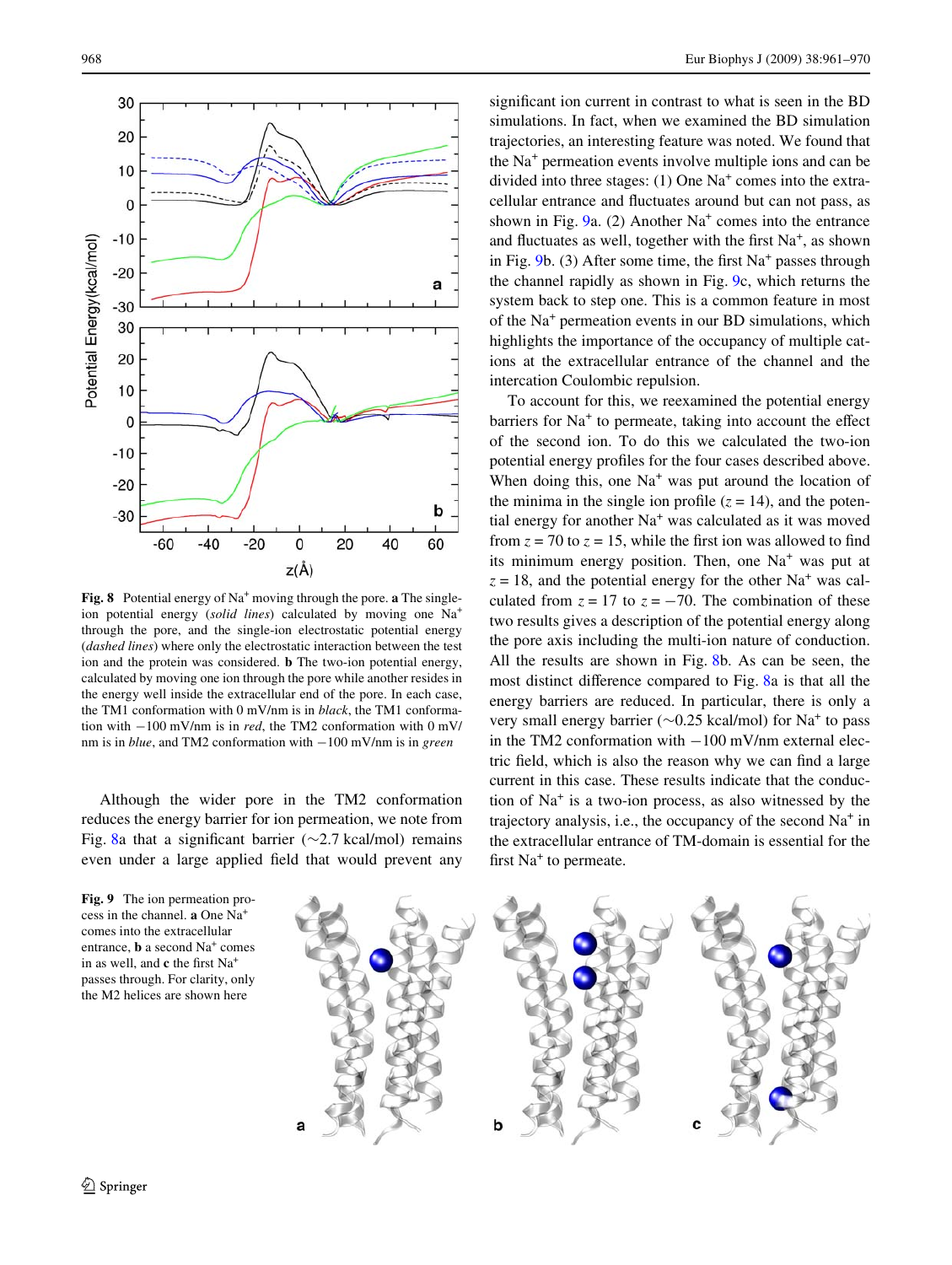Fig. 8 Potential energy of $Na^+$ moving through the pore. **a** The single-ion potential energy (*solid lines*) calculated by moving one $Na^+$ through the pore, and the single-ion electrostatic potential energy (*dashed lines*) where only the electrostatic interaction between the test ion and the protein was considered. **b** The two-ion potential energy, calculated by moving one ion through the pore while another resides in the energy well inside the extracellular end of the pore. In each case, the TM1 conformation with 0 mV/nm is in *black*, the TM1 conformation with −100 mV/nm is in *red*, the TM2 conformation with 0 mV/nm is in *blue*, and TM2 conformation with −100 mV/nm is in *green*

Although the wider pore in the TM2 conformation reduces the energy barrier for ion permeation, we note from Fig. 8a that a significant barrier (~2.7 kcal/mol) remains even under a large applied field that would prevent any significant ion current in contrast to what is seen in the BD simulations. In fact, when we examined the BD simulation trajectories, an interesting feature was noted. We found that the $Na^+$ permeation events involve multiple ions and can be divided into three stages: (1) One $Na^+$ comes into the extracellular entrance and fluctuates around but can not pass, as shown in Fig. 9a. (2) Another $Na^+$ comes into the entrance and fluctuates as well, together with the first $Na^+$, as shown in Fig. 9b. (3) After some time, the first $Na^+$ passes through the channel rapidly as shown in Fig. 9c, which returns the system back to step one. This is a common feature in most of the $Na^+$ permeation events in our BD simulations, which highlights the importance of the occupancy of multiple cations at the extracellular entrance of the channel and the intercation Coulombic repulsion.

To account for this, we reexamined the potential energy barriers for $Na^+$ to permeate, taking into account the effect of the second ion. To do this we calculated the two-ion potential energy profiles for the four cases described above. When doing this, one $Na^+$ was put around the location of the minima in the single ion profile ($z = 14$), and the potential energy for another $Na^+$ was calculated as it was moved from $z = 70$ to $z = 15$, while the first ion was allowed to find its minimum energy position. Then, one $Na^+$ was put at $z = 18$, and the potential energy for the other $Na^+$ was calculated from $z = 17$ to $z = -70$. The combination of these two results gives a description of the potential energy along the pore axis including the multi-ion nature of conduction. All the results are shown in Fig. 8b. As can be seen, the most distinct difference compared to Fig. 8a is that all the energy barriers are reduced. In particular, there is only a very small energy barrier (~0.25 kcal/mol) for $Na^+$ to pass in the TM2 conformation with −100 mV/nm external electric field, which is also the reason why we can find a large current in this case. These results indicate that the conduction of $Na^+$ is a two-ion process, as also witnessed by the trajectory analysis, i.e., the occupancy of the second $Na^+$ in the extracellular entrance of TM-domain is essential for the first $Na^+$ to permeate.

Fig. 9 The ion permeation process in the channel. **a** One $Na^+$ comes into the extracellular entrance, **b** a second $Na^+$ comes in as well, and **c** the first $Na^+$ passes through. For clarity, only the M2 helices are shown here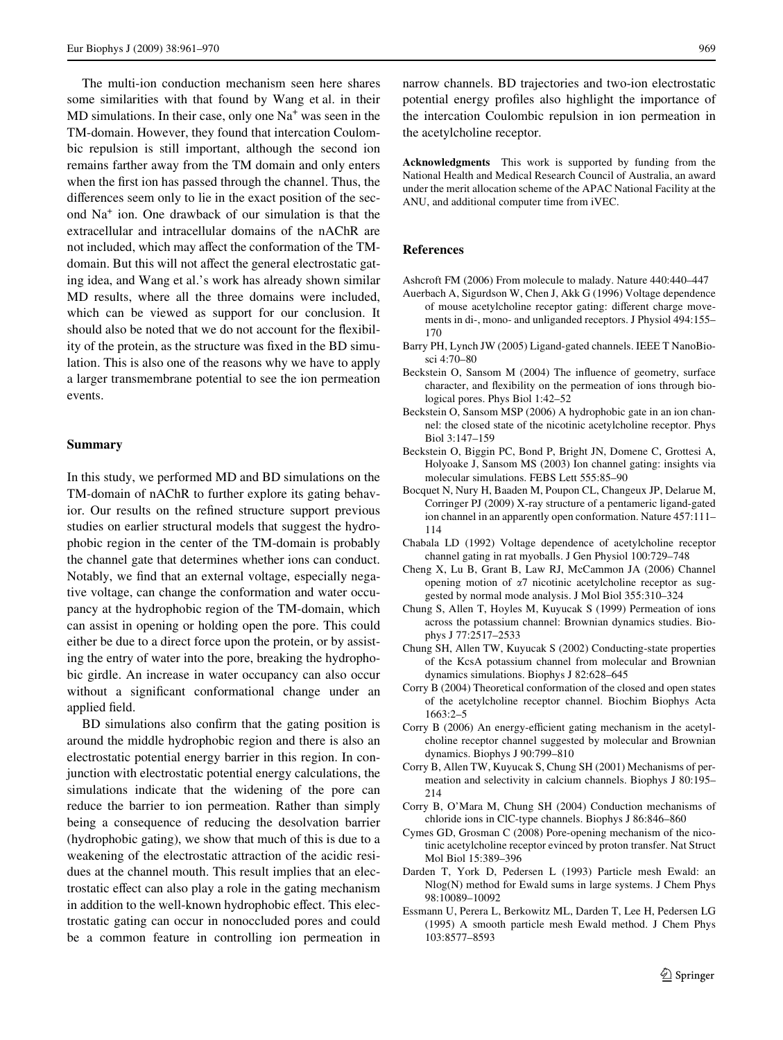The multi-ion conduction mechanism seen here shares some similarities with that found by Wang et al. in their MD simulations. In their case, only one $Na^+$ was seen in the TM-domain. However, they found that intercation Coulombic repulsion is still important, although the second ion remains farther away from the TM domain and only enters when the first ion has passed through the channel. Thus, the differences seem only to lie in the exact position of the second $Na^+$ ion. One drawback of our simulation is that the extracellular and intracellular domains of the nAChR are not included, which may affect the conformation of the TM-domain. But this will not affect the general electrostatic gating idea, and Wang et al.'s work has already shown similar MD results, where all the three domains were included, which can be viewed as support for our conclusion. It should also be noted that we do not account for the flexibility of the protein, as the structure was fixed in the BD simulation. This is also one of the reasons why we have to apply a larger transmembrane potential to see the ion permeation events.

## Summary

In this study, we performed MD and BD simulations on the TM-domain of nAChR to further explore its gating behavior. Our results on the refined structure support previous studies on earlier structural models that suggest the hydrophobic region in the center of the TM-domain is probably the channel gate that determines whether ions can conduct. Notably, we find that an external voltage, especially negative voltage, can change the conformation and water occupancy at the hydrophobic region of the TM-domain, which can assist in opening or holding open the pore. This could either be due to a direct force upon the protein, or by assisting the entry of water into the pore, breaking the hydrophobic girdle. An increase in water occupancy can also occur without a significant conformational change under an applied field.

BD simulations also confirm that the gating position is around the middle hydrophobic region and there is also an electrostatic potential energy barrier in this region. In conjunction with electrostatic potential energy calculations, the simulations indicate that the widening of the pore can reduce the barrier to ion permeation. Rather than simply being a consequence of reducing the desolvation barrier (hydrophobic gating), we show that much of this is due to a weakening of the electrostatic attraction of the acidic residues at the channel mouth. This result implies that an electrostatic effect can also play a role in the gating mechanism in addition to the well-known hydrophobic effect. This electrostatic gating can occur in nonoccluded pores and could be a common feature in controlling ion permeation in narrow channels. BD trajectories and two-ion electrostatic potential energy profiles also highlight the importance of the intercation Coulombic repulsion in ion permeation in the acetylcholine receptor.

**Acknowledgments** This work is supported by funding from the National Health and Medical Research Council of Australia, an award under the merit allocation scheme of the APAC National Facility at the ANU, and additional computer time from iVEC.

## References

Ashcroft FM (2006) From molecule to malady. Nature 440:440–447

Auerbach A, Sigurdson W, Chen J, Akk G (1996) Voltage dependence of mouse acetylcholine receptor gating: different charge movements in di-, mono- and unliganded receptors. J Physiol 494:155–170

Barry PH, Lynch JW (2005) Ligand-gated channels. IEEE T NanoBiosci 4:70–80

Beckstein O, Sansom M (2004) The influence of geometry, surface character, and flexibility on the permeation of ions through biological pores. Phys Biol 1:42–52

Beckstein O, Sansom MSP (2006) A hydrophobic gate in an ion channel: the closed state of the nicotinic acetylcholine receptor. Phys Biol 3:147–159

Beckstein O, Biggin PC, Bond P, Bright JN, Domene C, Grottesi A, Holyoake J, Sansom MS (2003) Ion channel gating: insights via molecular simulations. FEBS Lett 555:85–90

Bocquet N, Nury H, Baaden M, Poupon CL, Changeux JP, Delarue M, Corringer PJ (2009) X-ray structure of a pentameric ligand-gated ion channel in an apparently open conformation. Nature 457:111–114

Chabala LD (1992) Voltage dependence of acetylcholine receptor channel gating in rat myoballs. J Gen Physiol 100:729–748

Cheng X, Lu B, Grant B, Law RJ, McCammon JA (2006) Channel opening motion of α7 nicotinic acetylcholine receptor as suggested by normal mode analysis. J Mol Biol 355:310–324

Chung S, Allen T, Hoyles M, Kuyucak S (1999) Permeation of ions across the potassium channel: Brownian dynamics studies. Biophys J 77:2517–2533

Chung SH, Allen TW, Kuyucak S (2002) Conducting-state properties of the KcsA potassium channel from molecular and Brownian dynamics simulations. Biophys J 82:628–645

Corry B (2004) Theoretical conformation of the closed and open states of the acetylcholine receptor channel. Biochim Biophys Acta 1663:2–5

Corry B (2006) An energy-efficient gating mechanism in the acetylcholine receptor channel suggested by molecular and Brownian dynamics. Biophys J 90:799–810

Corry B, Allen TW, Kuyucak S, Chung SH (2001) Mechanisms of permeation and selectivity in calcium channels. Biophys J 80:195–214

Corry B, O'Mara M, Chung SH (2004) Conduction mechanisms of chloride ions in ClC-type channels. Biophys J 86:846–860

Cymes GD, Grosman C (2008) Pore-opening mechanism of the nicotinic acetylcholine receptor evinced by proton transfer. Nat Struct Mol Biol 15:389–396

Darden T, York D, Pedersen L (1993) Particle mesh Ewald: an Nlog(N) method for Ewald sums in large systems. J Chem Phys 98:10089–10092

Essmann U, Perera L, Berkowitz ML, Darden T, Lee H, Pedersen LG (1995) A smooth particle mesh Ewald method. J Chem Phys 103:8577–8593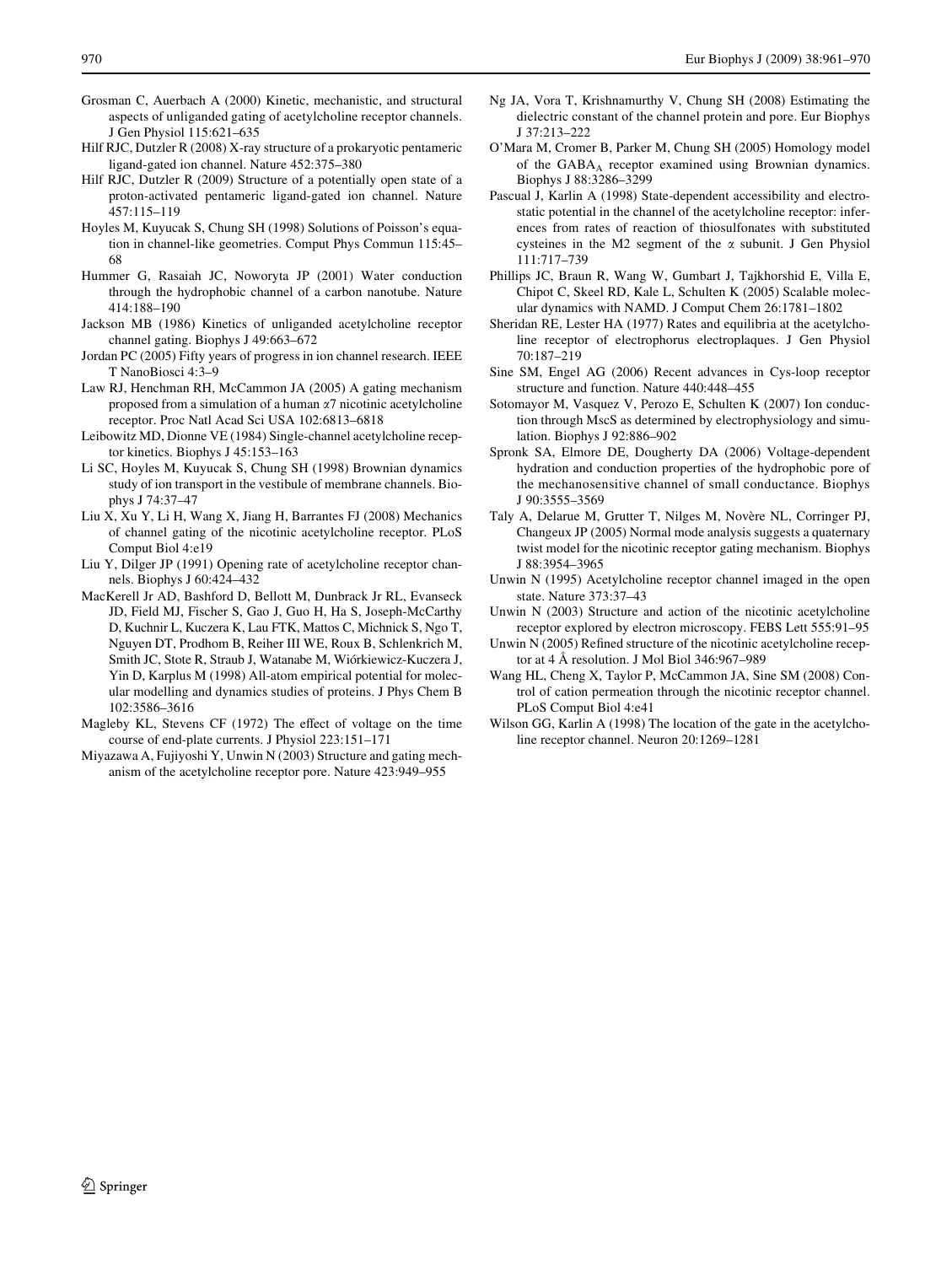Grosman C, Auerbach A (2000) Kinetic, mechanistic, and structural aspects of unliganded gating of acetylcholine receptor channels. J Gen Physiol 115:621–635

Hilf RJC, Dutzler R (2008) X-ray structure of a prokaryotic pentameric ligand-gated ion channel. Nature 452:375–380

Hilf RJC, Dutzler R (2009) Structure of a potentially open state of a proton-activated pentameric ligand-gated ion channel. Nature 457:115–119

Hoyles M, Kuyucak S, Chung SH (1998) Solutions of Poisson's equation in channel-like geometries. Comput Phys Commun 115:45–68

Hummer G, Rasaiah JC, Noworyta JP (2001) Water conduction through the hydrophobic channel of a carbon nanotube. Nature 414:188–190

Jackson MB (1986) Kinetics of unliganded acetylcholine receptor channel gating. Biophys J 49:663–672

Jordan PC (2005) Fifty years of progress in ion channel research. IEEE T NanoBiosci 4:3–9

Law RJ, Henchman RH, McCammon JA (2005) A gating mechanism proposed from a simulation of a human α7 nicotinic acetylcholine receptor. Proc Natl Acad Sci USA 102:6813–6818

Leibowitz MD, Dionne VE (1984) Single-channel acetylcholine receptor kinetics. Biophys J 45:153–163

Li SC, Hoyles M, Kuyucak S, Chung SH (1998) Brownian dynamics study of ion transport in the vestibule of membrane channels. Biophys J 74:37–47

Liu X, Xu Y, Li H, Wang X, Jiang H, Barrantes FJ (2008) Mechanics of channel gating of the nicotinic acetylcholine receptor. PLoS Comput Biol 4:e19

Liu Y, Dilger JP (1991) Opening rate of acetylcholine receptor channels. Biophys J 60:424–432

MacKerell Jr AD, Bashford D, Bellott M, Dunbrack Jr RL, Evanseck JD, Field MJ, Fischer S, Gao J, Guo H, Ha S, Joseph-McCarthy D, Kuchnir L, Kuczera K, Lau FTK, Mattos C, Michnick S, Ngo T, Nguyen DT, Prodhom B, Reiher III WE, Roux B, Schlenkrich M, Smith JC, Stote R, Straub J, Watanabe M, Wiórkiewicz-Kuczera J, Yin D, Karplus M (1998) All-atom empirical potential for molecular modelling and dynamics studies of proteins. J Phys Chem B 102:3586–3616

Magleby KL, Stevens CF (1972) The effect of voltage on the time course of end-plate currents. J Physiol 223:151–171

Miyazawa A, Fujiyoshi Y, Unwin N (2003) Structure and gating mechanism of the acetylcholine receptor pore. Nature 423:949–955

Ng JA, Vora T, Krishnamurthy V, Chung SH (2008) Estimating the dielectric constant of the channel protein and pore. Eur Biophys J 37:213–222

O'Mara M, Cromer B, Parker M, Chung SH (2005) Homology model of the $GABA_A$ receptor examined using Brownian dynamics. Biophys J 88:3286–3299

Pascual J, Karlin A (1998) State-dependent accessibility and electrostatic potential in the channel of the acetylcholine receptor: inferences from rates of reaction of thiosulfonates with substituted cysteines in the M2 segment of the α subunit. J Gen Physiol 111:717–739

Phillips JC, Braun R, Wang W, Gumbart J, Tajkhorshid E, Villa E, Chipot C, Skeel RD, Kale L, Schulten K (2005) Scalable molecular dynamics with NAMD. J Comput Chem 26:1781–1802

Sheridan RE, Lester HA (1977) Rates and equilibria at the acetylcholine receptor of electrophorus electroplaques. J Gen Physiol 70:187–219

Sine SM, Engel AG (2006) Recent advances in Cys-loop receptor structure and function. Nature 440:448–455

Sotomayor M, Vasquez V, Perozo E, Schulten K (2007) Ion conduction through MscS as determined by electrophysiology and simulation. Biophys J 92:886–902

Spronk SA, Elmore DE, Dougherty DA (2006) Voltage-dependent hydration and conduction properties of the hydrophobic pore of the mechanosensitive channel of small conductance. Biophys J 90:3555–3569

Taly A, Delarue M, Grutter T, Nilges M, Novère NL, Corringer PJ, Changeux JP (2005) Normal mode analysis suggests a quaternary twist model for the nicotinic receptor gating mechanism. Biophys J 88:3954–3965

Unwin N (1995) Acetylcholine receptor channel imaged in the open state. Nature 373:37–43

Unwin N (2003) Structure and action of the nicotinic acetylcholine receptor explored by electron microscopy. FEBS Lett 555:91–95

Unwin N (2005) Refined structure of the nicotinic acetylcholine receptor at 4 Å resolution. J Mol Biol 346:967–989

Wang HL, Cheng X, Taylor P, McCammon JA, Sine SM (2008) Control of cation permeation through the nicotinic receptor channel. PLoS Comput Biol 4:e41

Wilson GG, Karlin A (1998) The location of the gate in the acetylcholine receptor channel. Neuron 20:1269–1281